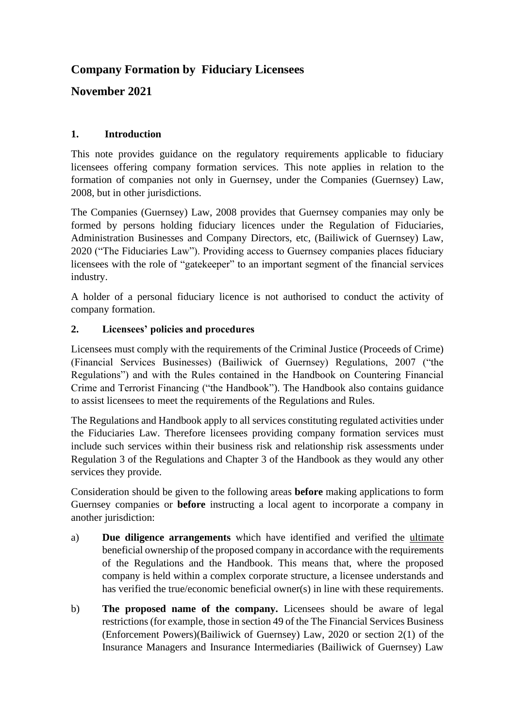# Company Formation by Fiduciary Licensees

## November 2021

### 1. Introduction

This note provides guidance on the regulatory requirements applicable to fiduciary licensees offering company formation services. This note applies in relation to the formation of companies not only in Guernsey, under the Companies (Guernsey) Law, 2008, but in other jurisdictions.

The Companies (Guernsey) Law, 2008 provides that Guernsey companies may only be formed by persons holding fiduciary licences under the Regulation of Fiduciaries, Administration Businesses and Company Directors, etc, (Bailiwick of Guernsey) Law, 2020 ("The Fiduciaries Law"). Providing access to Guernsey companies places fiduciary licensees with the role of "gatekeeper" to an important segment of the financial services industry.

A holder of a personal fiduciary licence is not authorised to conduct the activity of company formation.

### 2. Licensees' policies and procedures

Licensees must comply with the requirements of the Criminal Justice (Proceeds of Crime) (Financial Services Businesses) (Bailiwick of Guernsey) Regulations, 2007 ("the Regulations") and with the Rules contained in the Handbook on Countering Financial Crime and Terrorist Financing ("the Handbook"). The Handbook also contains guidance to assist licensees to meet the requirements of the Regulations and Rules.

The Regulations and Handbook apply to all services constituting regulated activities under the Fiduciaries Law. Therefore licensees providing company formation services must include such services within their business risk and relationship risk assessments under Regulation 3 of the Regulations and Chapter 3 of the Handbook as they would any other services they provide.

Consideration should be given to the following areas **before** making applications to form Guernsey companies or **before** instructing a local agent to incorporate a company in another jurisdiction:

a) **Due diligence arrangements** which have identified and verified the ultimate beneficial ownership of the proposed company in accordance with the requirements of the Regulations and the Handbook. This means that, where the proposed company is held within a complex corporate structure, a licensee understands and has verified the true/economic beneficial owner(s) in line with these requirements.

b) **The proposed name of the company.** Licensees should be aware of legal restrictions (for example, those in section 49 of the The Financial Services Business (Enforcement Powers)(Bailiwick of Guernsey) Law, 2020 or section 2(1) of the Insurance Managers and Insurance Intermediaries (Bailiwick of Guernsey) Law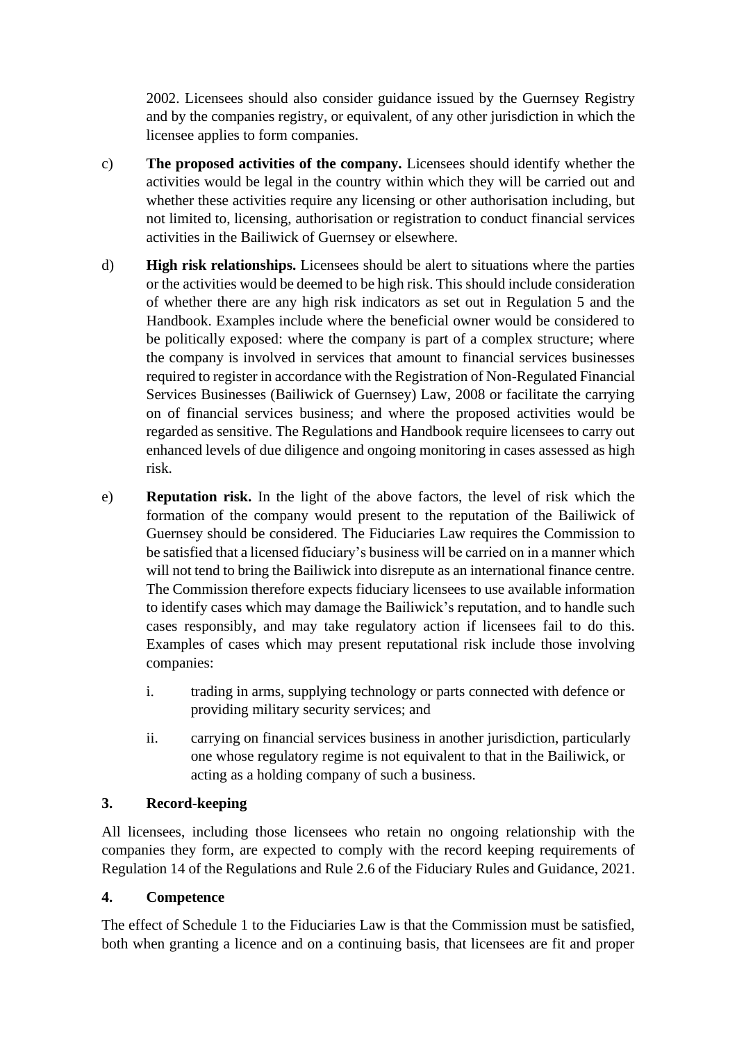2002. Licensees should also consider guidance issued by the Guernsey Registry and by the companies registry, or equivalent, of any other jurisdiction in which the licensee applies to form companies.

c) **The proposed activities of the company.** Licensees should identify whether the activities would be legal in the country within which they will be carried out and whether these activities require any licensing or other authorisation including, but not limited to, licensing, authorisation or registration to conduct financial services activities in the Bailiwick of Guernsey or elsewhere.

d) **High risk relationships.** Licensees should be alert to situations where the parties or the activities would be deemed to be high risk. This should include consideration of whether there are any high risk indicators as set out in Regulation 5 and the Handbook. Examples include where the beneficial owner would be considered to be politically exposed: where the company is part of a complex structure; where the company is involved in services that amount to financial services businesses required to register in accordance with the Registration of Non-Regulated Financial Services Businesses (Bailiwick of Guernsey) Law, 2008 or facilitate the carrying on of financial services business; and where the proposed activities would be regarded as sensitive. The Regulations and Handbook require licensees to carry out enhanced levels of due diligence and ongoing monitoring in cases assessed as high risk.

e) **Reputation risk.** In the light of the above factors, the level of risk which the formation of the company would present to the reputation of the Bailiwick of Guernsey should be considered. The Fiduciaries Law requires the Commission to be satisfied that a licensed fiduciary's business will be carried on in a manner which will not tend to bring the Bailiwick into disrepute as an international finance centre. The Commission therefore expects fiduciary licensees to use available information to identify cases which may damage the Bailiwick's reputation, and to handle such cases responsibly, and may take regulatory action if licensees fail to do this. Examples of cases which may present reputational risk include those involving companies:

   i. trading in arms, supplying technology or parts connected with defence or providing military security services; and

   ii. carrying on financial services business in another jurisdiction, particularly one whose regulatory regime is not equivalent to that in the Bailiwick, or acting as a holding company of such a business.

## 3. Record-keeping

All licensees, including those licensees who retain no ongoing relationship with the companies they form, are expected to comply with the record keeping requirements of Regulation 14 of the Regulations and Rule 2.6 of the Fiduciary Rules and Guidance, 2021.

## 4. Competence

The effect of Schedule 1 to the Fiduciaries Law is that the Commission must be satisfied, both when granting a licence and on a continuing basis, that licensees are fit and proper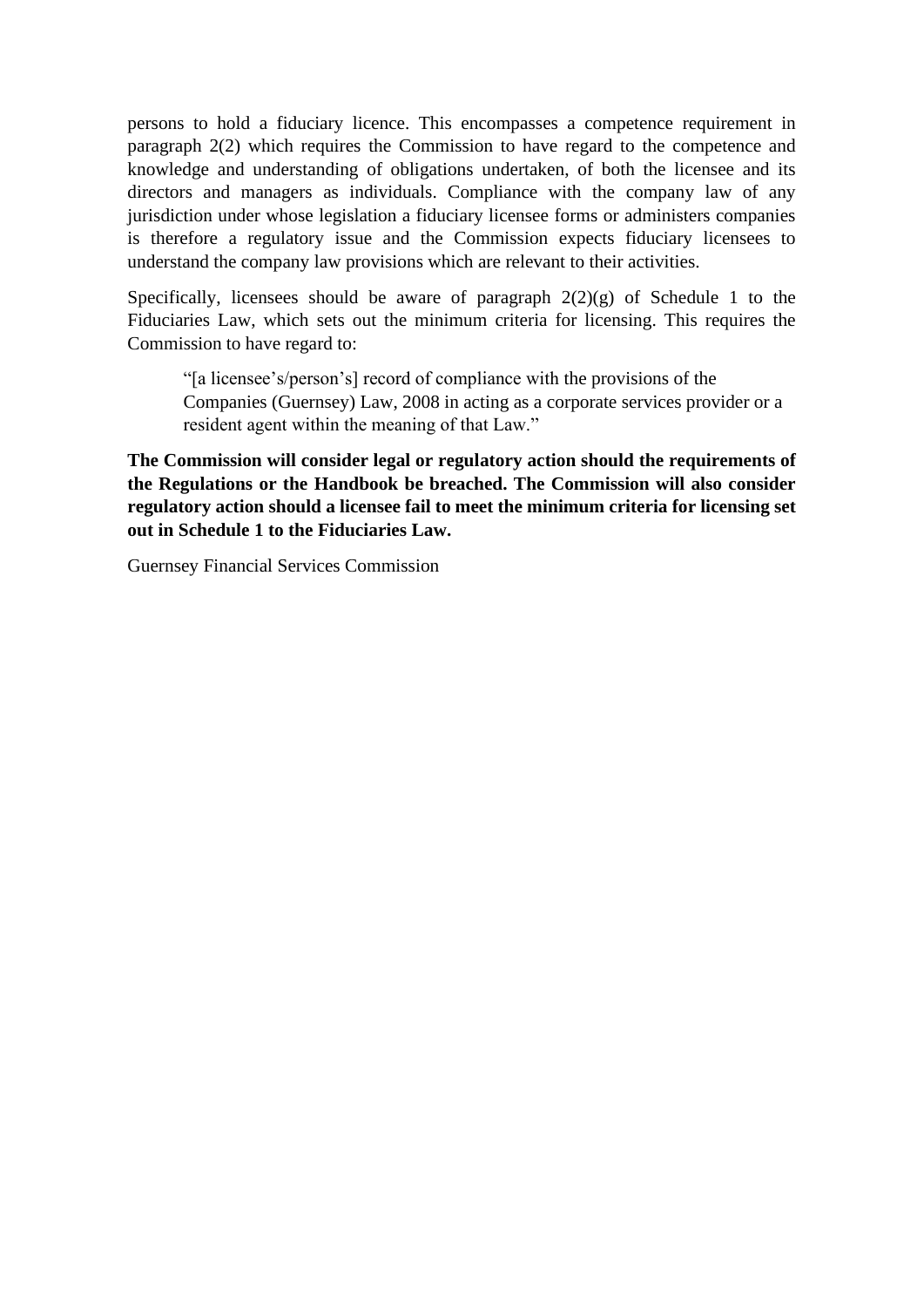persons to hold a fiduciary licence. This encompasses a competence requirement in paragraph 2(2) which requires the Commission to have regard to the competence and knowledge and understanding of obligations undertaken, of both the licensee and its directors and managers as individuals. Compliance with the company law of any jurisdiction under whose legislation a fiduciary licensee forms or administers companies is therefore a regulatory issue and the Commission expects fiduciary licensees to understand the company law provisions which are relevant to their activities.

Specifically, licensees should be aware of paragraph 2(2)(g) of Schedule 1 to the Fiduciaries Law, which sets out the minimum criteria for licensing. This requires the Commission to have regard to:

> "[a licensee's/person's] record of compliance with the provisions of the Companies (Guernsey) Law, 2008 in acting as a corporate services provider or a resident agent within the meaning of that Law."

**The Commission will consider legal or regulatory action should the requirements of the Regulations or the Handbook be breached. The Commission will also consider regulatory action should a licensee fail to meet the minimum criteria for licensing set out in Schedule 1 to the Fiduciaries Law.**

Guernsey Financial Services Commission